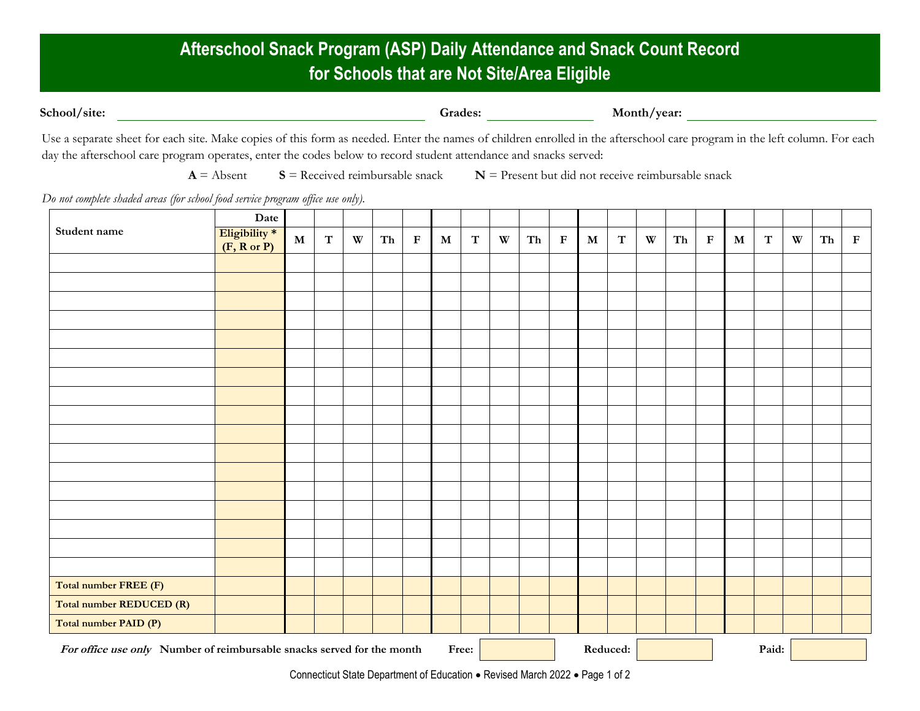# Afterschool Snack Program (ASP) Daily Attendance and Snack Count Record for Schools that are Not Site/Area Eligible

**School/site:** ______________________ **Grades:** __________ **Month/year:** ______________

Use a separate sheet for each site. Make copies of this form as needed. Enter the names of children enrolled in the afterschool care program in the left column. For each day the afterschool care program operates, enter the codes below to record student attendance and snacks served:

**A** = Absent **S** = Received reimbursable snack **N** = Present but did not receive reimbursable snack

*Do not complete shaded areas (for school food service program office use only).*

| Student name | Date / Eligibility * (F, R or P) | M | T | W | Th | F | M | T | W | Th | F | M | T | W | Th | F | M | T | W | Th | F |
|---|---|---|---|---|---|---|---|---|---|---|---|---|---|---|---|---|---|---|---|---|---|
| | | | | | | | | | | | | | | | | | | | | | |
| | | | | | | | | | | | | | | | | | | | | | |
| | | | | | | | | | | | | | | | | | | | | | |
| | | | | | | | | | | | | | | | | | | | | | |
| | | | | | | | | | | | | | | | | | | | | | |
| | | | | | | | | | | | | | | | | | | | | | |
| | | | | | | | | | | | | | | | | | | | | | |
| | | | | | | | | | | | | | | | | | | | | | |
| | | | | | | | | | | | | | | | | | | | | | |
| | | | | | | | | | | | | | | | | | | | | | |
| | | | | | | | | | | | | | | | | | | | | | |
| | | | | | | | | | | | | | | | | | | | | | |
| | | | | | | | | | | | | | | | | | | | | | |
| | | | | | | | | | | | | | | | | | | | | | |
| | | | | | | | | | | | | | | | | | | | | | |
| | | | | | | | | | | | | | | | | | | | | | |
| | | | | | | | | | | | | | | | | | | | | | |
| **Total number FREE (F)** | | | | | | | | | | | | | | | | | | | | | |
| **Total number REDUCED (R)** | | | | | | | | | | | | | | | | | | | | | |
| **Total number PAID (P)** | | | | | | | | | | | | | | | | | | | | | |

***For office use only*** **Number of reimbursable snacks served for the month** **Free:** ________ **Reduced:** ________ **Paid:** ________

Connecticut State Department of Education • Revised March 2022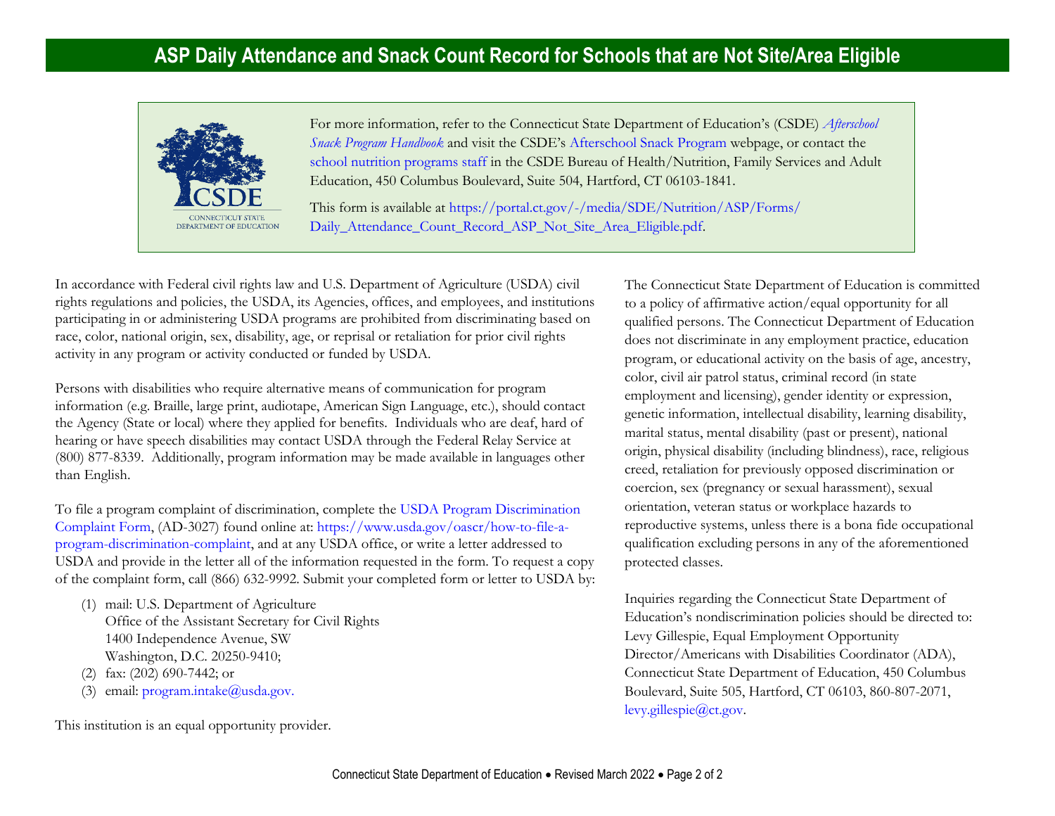# ASP Daily Attendance and Snack Count Record for Schools that are Not Site/Area Eligible

For more information, refer to the Connecticut State Department of Education's (CSDE) *Afterschool Snack Program Handbook* and visit the CSDE's Afterschool Snack Program webpage, or contact the school nutrition programs staff in the CSDE Bureau of Health/Nutrition, Family Services and Adult Education, 450 Columbus Boulevard, Suite 504, Hartford, CT 06103-1841.

This form is available at https://portal.ct.gov/-/media/SDE/Nutrition/ASP/Forms/Daily_Attendance_Count_Record_ASP_Not_Site_Area_Eligible.pdf.

In accordance with Federal civil rights law and U.S. Department of Agriculture (USDA) civil rights regulations and policies, the USDA, its Agencies, offices, and employees, and institutions participating in or administering USDA programs are prohibited from discriminating based on race, color, national origin, sex, disability, age, or reprisal or retaliation for prior civil rights activity in any program or activity conducted or funded by USDA.

Persons with disabilities who require alternative means of communication for program information (e.g. Braille, large print, audiotape, American Sign Language, etc.), should contact the Agency (State or local) where they applied for benefits. Individuals who are deaf, hard of hearing or have speech disabilities may contact USDA through the Federal Relay Service at (800) 877-8339. Additionally, program information may be made available in languages other than English.

To file a program complaint of discrimination, complete the USDA Program Discrimination Complaint Form, (AD-3027) found online at: https://www.usda.gov/oascr/how-to-file-a-program-discrimination-complaint, and at any USDA office, or write a letter addressed to USDA and provide in the letter all of the information requested in the form. To request a copy of the complaint form, call (866) 632-9992. Submit your completed form or letter to USDA by:

(1) mail: U.S. Department of Agriculture
Office of the Assistant Secretary for Civil Rights
1400 Independence Avenue, SW
Washington, D.C. 20250-9410;
(2) fax: (202) 690-7442; or
(3) email: program.intake@usda.gov.

This institution is an equal opportunity provider.

The Connecticut State Department of Education is committed to a policy of affirmative action/equal opportunity for all qualified persons. The Connecticut Department of Education does not discriminate in any employment practice, education program, or educational activity on the basis of age, ancestry, color, civil air patrol status, criminal record (in state employment and licensing), gender identity or expression, genetic information, intellectual disability, learning disability, marital status, mental disability (past or present), national origin, physical disability (including blindness), race, religious creed, retaliation for previously opposed discrimination or coercion, sex (pregnancy or sexual harassment), sexual orientation, veteran status or workplace hazards to reproductive systems, unless there is a bona fide occupational qualification excluding persons in any of the aforementioned protected classes.

Inquiries regarding the Connecticut State Department of Education's nondiscrimination policies should be directed to: Levy Gillespie, Equal Employment Opportunity Director/Americans with Disabilities Coordinator (ADA), Connecticut State Department of Education, 450 Columbus Boulevard, Suite 505, Hartford, CT 06103, 860-807-2071, levy.gillespie@ct.gov.